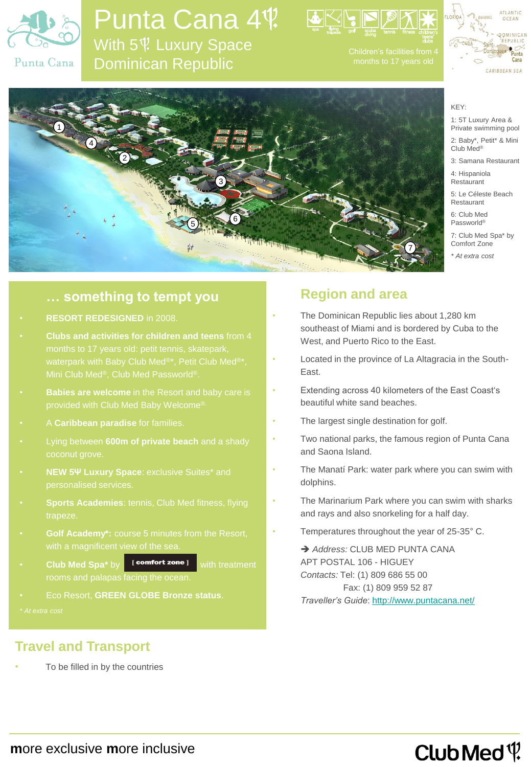# Punta Cana 4Ψ

## With 5Ψ Luxury Space

## Dominican Republic

Children's facilities from 4 months to 17 years old

KEY:

1: 5T Luxury Area & Private swimming pool

2: Baby*, Petit* & Mini Club Med®

3: Samana Restaurant

4: Hispaniola Restaurant

5: Le Céleste Beach Restaurant

6: Club Med Passworld®

7: Club Med Spa* by Comfort Zone

*\* At extra cost*

## … something to tempt you

- **RESORT REDESIGNED** in 2008.
- **Clubs and activities for children and teens** from 4 months to 17 years old: petit tennis, skatepark, waterpark with Baby Club Med®*, Petit Club Med®*, Mini Club Med®, Club Med Passworld®.
- **Babies are welcome** in the Resort and baby care is provided with Club Med Baby Welcome®.
- A **Caribbean paradise** for families.
- Lying between **600m of private beach** and a shady coconut grove.
- **NEW 5Ψ Luxury Space**: exclusive Suites* and personalised services.
- **Sports Academies**: tennis, Club Med fitness, flying trapeze.
- **Golf Academy*:** course 5 minutes from the Resort, with a magnificent view of the sea.
- **Club Med Spa*** by [ comfort zone ] with treatment rooms and palapas facing the ocean.
- Eco Resort, **GREEN GLOBE Bronze status**.

*\* At extra cost*

## Region and area

- The Dominican Republic lies about 1,280 km southeast of Miami and is bordered by Cuba to the West, and Puerto Rico to the East.
- Located in the province of La Altagracia in the South-East.
- Extending across 40 kilometers of the East Coast's beautiful white sand beaches.
- The largest single destination for golf.
- Two national parks, the famous region of Punta Cana and Saona Island.
- The Manatí Park: water park where you can swim with dolphins.
- The Marinarium Park where you can swim with sharks and rays and also snorkeling for a half day.
- Temperatures throughout the year of 25-35° C.

➔ *Address:* CLUB MED PUNTA CANA
APT POSTAL 106 - HIGUEY
*Contacts:* Tel: (1) 809 686 55 00
Fax: (1) 809 959 52 87
*Traveller's Guide*: http://www.puntacana.net/

## Travel and Transport

- To be filled in by the countries

**m**ore exclusive **m**ore inclusive

Club Med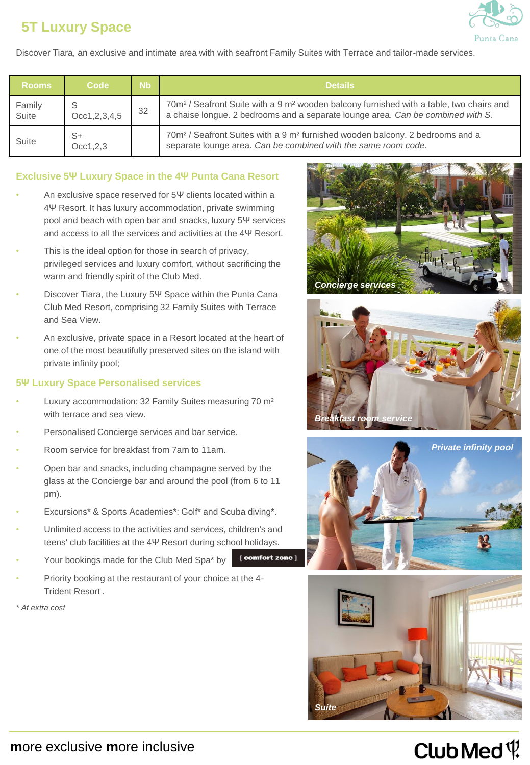# 5T Luxury Space

Discover Tiara, an exclusive and intimate area with with seafront Family Suites with Terrace and tailor-made services.

| Rooms | Code | Nb | Details |
|---|---|---|---|
| Family Suite | S Occ1,2,3,4,5 | 32 | 70m² / Seafront Suite with a 9 m² wooden balcony furnished with a table, two chairs and a chaise longue. 2 bedrooms and a separate lounge area. *Can be combined with S.* |
| Suite | S+ Occ1,2,3 | | 70m² / Seafront Suites with a 9 m² furnished wooden balcony. 2 bedrooms and a separate lounge area. *Can be combined with the same room code.* |

## Exclusive 5Ψ Luxury Space in the 4Ψ Punta Cana Resort

- An exclusive space reserved for 5Ψ clients located within a 4Ψ Resort. It has luxury accommodation, private swimming pool and beach with open bar and snacks, luxury 5Ψ services and access to all the services and activities at the 4Ψ Resort.
- This is the ideal option for those in search of privacy, privileged services and luxury comfort, without sacrificing the warm and friendly spirit of the Club Med.
- Discover Tiara, the Luxury 5Ψ Space within the Punta Cana Club Med Resort, comprising 32 Family Suites with Terrace and Sea View.
- An exclusive, private space in a Resort located at the heart of one of the most beautifully preserved sites on the island with private infinity pool;

## 5Ψ Luxury Space Personalised services

- Luxury accommodation: 32 Family Suites measuring 70 m² with terrace and sea view.
- Personalised Concierge services and bar service.
- Room service for breakfast from 7am to 11am.
- Open bar and snacks, including champagne served by the glass at the Concierge bar and around the pool (from 6 to 11 pm).
- Excursions* & Sports Academies*: Golf* and Scuba diving*.
- Unlimited access to the activities and services, children's and teens' club facilities at the 4Ψ Resort during school holidays.
- Your bookings made for the Club Med Spa* by [ comfort zone ]
- Priority booking at the restaurant of your choice at the 4-Trident Resort .

*\* At extra cost*

*Concierge services*

*Breakfast room service*

*Private infinity pool*

*Suite*

**m**ore exclusive **m**ore inclusive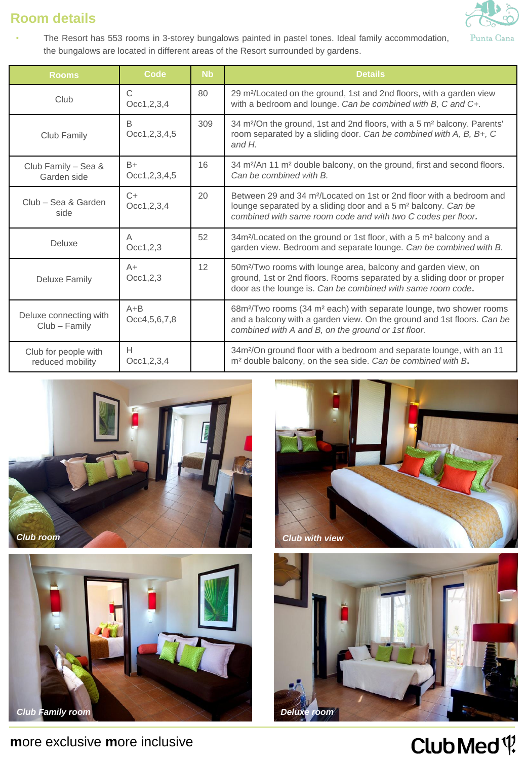## Room details

- The Resort has 553 rooms in 3-storey bungalows painted in pastel tones. Ideal family accommodation, the bungalows are located in different areas of the Resort surrounded by gardens.

| Rooms | Code | Nb | Details |
|---|---|---|---|
| Club | C Occ1,2,3,4 | 80 | 29 m²/Located on the ground, 1st and 2nd floors, with a garden view with a bedroom and lounge. *Can be combined with B, C and C+.* |
| Club Family | B Occ1,2,3,4,5 | 309 | 34 m²/On the ground, 1st and 2nd floors, with a 5 m² balcony. Parents' room separated by a sliding door. *Can be combined with A, B, B+, C and H.* |
| Club Family – Sea & Garden side | B+ Occ1,2,3,4,5 | 16 | 34 m²/An 11 m² double balcony, on the ground, first and second floors. *Can be combined with B.* |
| Club – Sea & Garden side | C+ Occ1,2,3,4 | 20 | Between 29 and 34 m²/Located on 1st or 2nd floor with a bedroom and lounge separated by a sliding door and a 5 m² balcony. *Can be combined with same room code and with two C codes per floor.* |
| Deluxe | A Occ1,2,3 | 52 | 34m²/Located on the ground or 1st floor, with a 5 m² balcony and a garden view. Bedroom and separate lounge. *Can be combined with B.* |
| Deluxe Family | A+ Occ1,2,3 | 12 | 50m²/Two rooms with lounge area, balcony and garden view, on ground, 1st or 2nd floors. Rooms separated by a sliding door or proper door as the lounge is. *Can be combined with same room code.* |
| Deluxe connecting with Club – Family | A+B Occ4,5,6,7,8 | | 68m²/Two rooms (34 m² each) with separate lounge, two shower rooms and a balcony with a garden view. On the ground and 1st floors. *Can be combined with A and B, on the ground or 1st floor.* |
| Club for people with reduced mobility | H Occ1,2,3,4 | | 34m²/On ground floor with a bedroom and separate lounge, with an 11 m² double balcony, on the sea side. *Can be combined with B.* |

Club room

Club with view

Club Family room

Deluxe room

**m**ore exclusive **m**ore inclusive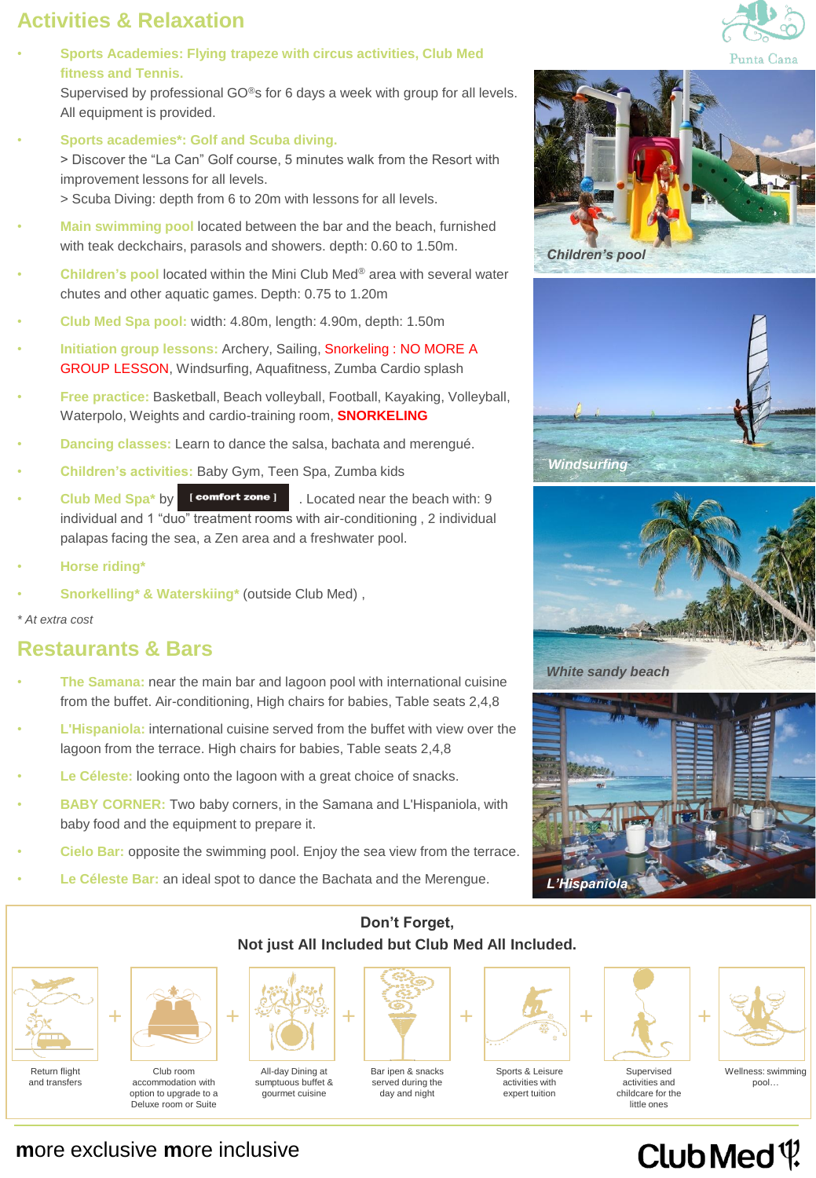## Activities & Relaxation

- **Sports Academies: Flying trapeze with circus activities, Club Med fitness and Tennis.**
  Supervised by professional GO®s for 6 days a week with group for all levels. All equipment is provided.
- **Sports academies*: Golf and Scuba diving.**
  > Discover the "La Can" Golf course, 5 minutes walk from the Resort with improvement lessons for all levels.
  > Scuba Diving: depth from 6 to 20m with lessons for all levels.
- **Main swimming pool** located between the bar and the beach, furnished with teak deckchairs, parasols and showers. depth: 0.60 to 1.50m.
- **Children's pool** located within the Mini Club Med® area with several water chutes and other aquatic games. Depth: 0.75 to 1.20m
- **Club Med Spa pool:** width: 4.80m, length: 4.90m, depth: 1.50m
- **Initiation group lessons:** Archery, Sailing, Snorkeling : NO MORE A GROUP LESSON, Windsurfing, Aquafitness, Zumba Cardio splash
- **Free practice:** Basketball, Beach volleyball, Football, Kayaking, Volleyball, Waterpolo, Weights and cardio-training room, **SNORKELING**
- **Dancing classes:** Learn to dance the salsa, bachata and merengué.
- **Children's activities:** Baby Gym, Teen Spa, Zumba kids
- **Club Med Spa*** by [ comfort zone ] . Located near the beach with: 9 individual and 1 "duo" treatment rooms with air-conditioning , 2 individual palapas facing the sea, a Zen area and a freshwater pool.
- **Horse riding***
- **Snorkelling* & Waterskiing*** (outside Club Med) ,

*\* At extra cost*

## Restaurants & Bars

- **The Samana:** near the main bar and lagoon pool with international cuisine from the buffet. Air-conditioning, High chairs for babies, Table seats 2,4,8
- **L'Hispaniola:** international cuisine served from the buffet with view over the lagoon from the terrace. High chairs for babies, Table seats 2,4,8
- **Le Céleste:** looking onto the lagoon with a great choice of snacks.
- **BABY CORNER:** Two baby corners, in the Samana and L'Hispaniola, with baby food and the equipment to prepare it.
- **Cielo Bar:** opposite the swimming pool. Enjoy the sea view from the terrace.
- **Le Céleste Bar:** an ideal spot to dance the Bachata and the Merengue.

Children's pool

Windsurfing

White sandy beach

L'Hispaniola

**Don't Forget,**
**Not just All Included but Club Med All Included.**

Return flight and transfers + Club room accommodation with option to upgrade to a Deluxe room or Suite + All-day Dining at sumptuous buffet & gourmet cuisine + Bar ipen & snacks served during the day and night + Sports & Leisure activities with expert tuition + Supervised activities and childcare for the little ones + Wellness: swimming pool…

**m**ore exclusive **m**ore inclusive